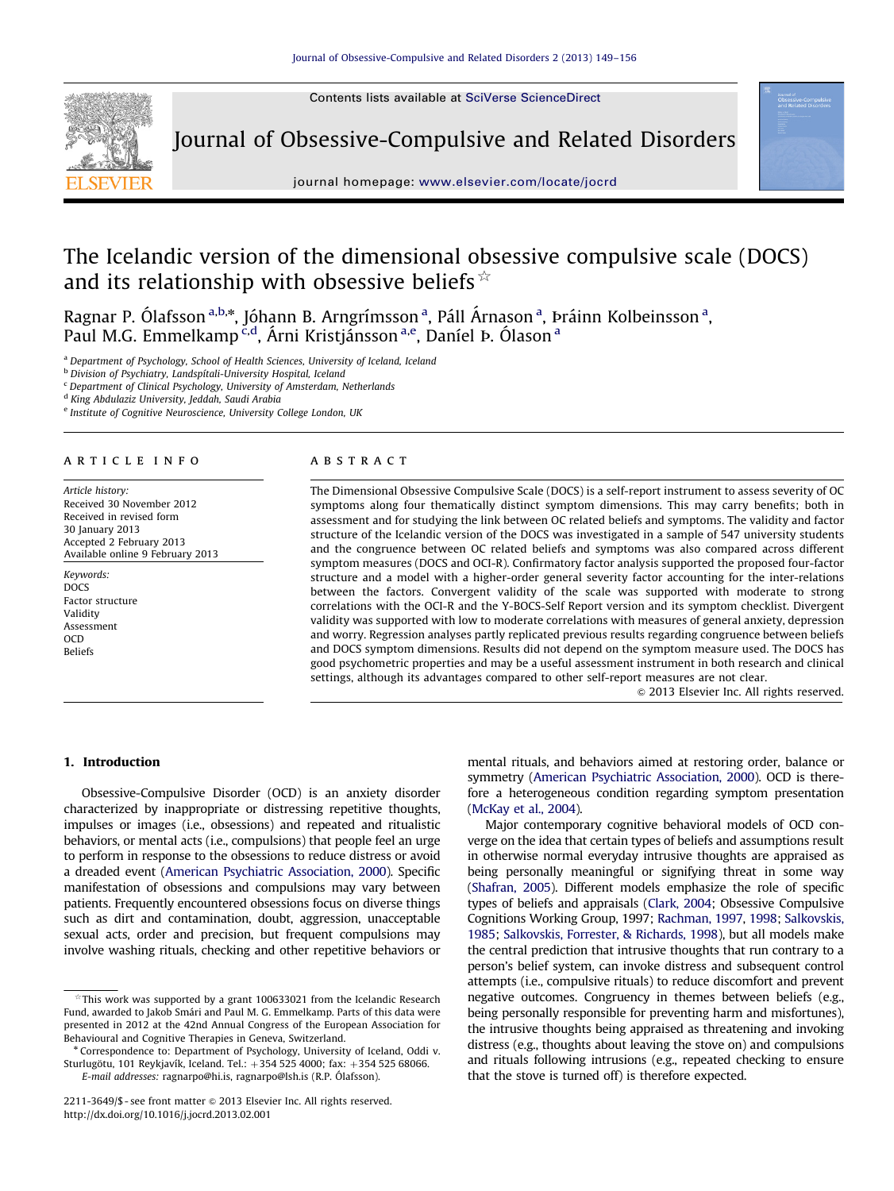# The Icelandic version of the dimensional obsessive compulsive scale (DOCS) and its relationship with obsessive beliefs ☆

Ragnar P. Ólafsson [a,b,*], Jóhann B. Arngrímsson [a], Páll Árnason [a], Þráinn Kolbeinsson [a], Paul M.G. Emmelkamp [c,d], Árni Kristjánsson [a,e], Daníel Þ. Ólason [a]

[a] Department of Psychology, School of Health Sciences, University of Iceland, Iceland
[b] Division of Psychiatry, Landspítali-University Hospital, Iceland
[c] Department of Clinical Psychology, University of Amsterdam, Netherlands
[d] King Abdulaziz University, Jeddah, Saudi Arabia
[e] Institute of Cognitive Neuroscience, University College London, UK

## ARTICLE INFO

*Article history:*
Received 30 November 2012
Received in revised form 30 January 2013
Accepted 2 February 2013
Available online 9 February 2013

*Keywords:*
DOCS
Factor structure
Validity
Assessment
OCD
Beliefs

## ABSTRACT

The Dimensional Obsessive Compulsive Scale (DOCS) is a self-report instrument to assess severity of OC symptoms along four thematically distinct symptom dimensions. This may carry benefits; both in assessment and for studying the link between OC related beliefs and symptoms. The validity and factor structure of the Icelandic version of the DOCS was investigated in a sample of 547 university students and the congruence between OC related beliefs and symptoms was also compared across different symptom measures (DOCS and OCI-R). Confirmatory factor analysis supported the proposed four-factor structure and a model with a higher-order general severity factor accounting for the inter-relations between the factors. Convergent validity of the scale was supported with moderate to strong correlations with the OCI-R and the Y-BOCS-Self Report version and its symptom checklist. Divergent validity was supported with low to moderate correlations with measures of general anxiety, depression and worry. Regression analyses partly replicated previous results regarding congruence between beliefs and DOCS symptom dimensions. Results did not depend on the symptom measure used. The DOCS has good psychometric properties and may be a useful assessment instrument in both research and clinical settings, although its advantages compared to other self-report measures are not clear.

© 2013 Elsevier Inc. All rights reserved.

## 1. Introduction

Obsessive-Compulsive Disorder (OCD) is an anxiety disorder characterized by inappropriate or distressing repetitive thoughts, impulses or images (i.e., obsessions) and repeated and ritualistic behaviors, or mental acts (i.e., compulsions) that people feel an urge to perform in response to the obsessions to reduce distress or avoid a dreaded event (American Psychiatric Association, 2000). Specific manifestation of obsessions and compulsions may vary between patients. Frequently encountered obsessions focus on diverse things such as dirt and contamination, doubt, aggression, unacceptable sexual acts, order and precision, but frequent compulsions may involve washing rituals, checking and other repetitive behaviors or mental rituals, and behaviors aimed at restoring order, balance or symmetry (American Psychiatric Association, 2000). OCD is therefore a heterogeneous condition regarding symptom presentation (McKay et al., 2004).

Major contemporary cognitive behavioral models of OCD converge on the idea that certain types of beliefs and assumptions result in otherwise normal everyday intrusive thoughts are appraised as being personally meaningful or signifying threat in some way (Shafran, 2005). Different models emphasize the role of specific types of beliefs and appraisals (Clark, 2004; Obsessive Compulsive Cognitions Working Group, 1997; Rachman, 1997, 1998; Salkovskis, 1985; Salkovskis, Forrester, & Richards, 1998), but all models make the central prediction that intrusive thoughts that run contrary to a person's belief system, can invoke distress and subsequent control attempts (i.e., compulsive rituals) to reduce discomfort and prevent negative outcomes. Congruency in themes between beliefs (e.g., being personally responsible for preventing harm and misfortunes), the intrusive thoughts being appraised as threatening and invoking distress (e.g., thoughts about leaving the stove on) and compulsions and rituals following intrusions (e.g., repeated checking to ensure that the stove is turned off) is therefore expected.

---

☆ This work was supported by a grant 100633021 from the Icelandic Research Fund, awarded to Jakob Smári and Paul M. G. Emmelkamp. Parts of this data were presented in 2012 at the 42nd Annual Congress of the European Association for Behavioural and Cognitive Therapies in Geneva, Switzerland.

\* Correspondence to: Department of Psychology, University of Iceland, Oddi v. Sturlugötu, 101 Reykjavík, Iceland. Tel.: +354 525 4000; fax: +354 525 68066.
*E-mail addresses:* ragnarpo@hi.is, ragnarpo@lsh.is (R.P. Ólafsson).

2211-3649/$ - see front matter © 2013 Elsevier Inc. All rights reserved.
http://dx.doi.org/10.1016/j.jocrd.2013.02.001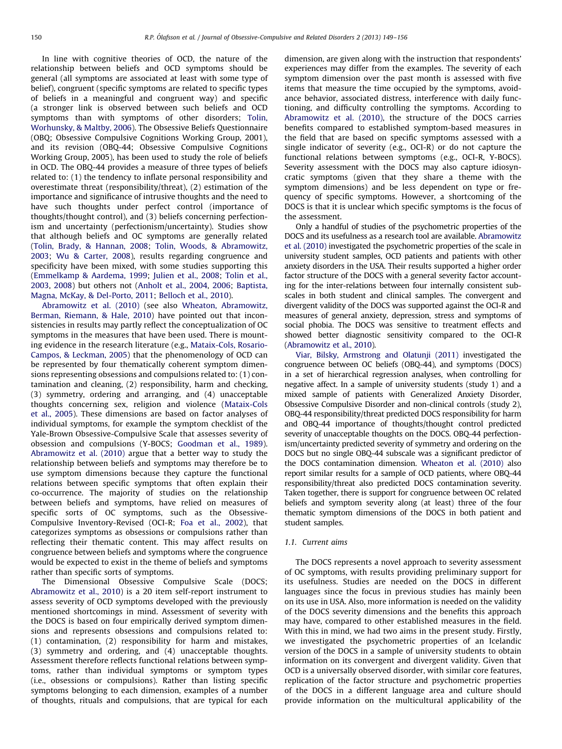In line with cognitive theories of OCD, the nature of the relationship between beliefs and OCD symptoms should be general (all symptoms are associated at least with some type of belief), congruent (specific symptoms are related to specific types of beliefs in a meaningful and congruent way) and specific (a stronger link is observed between such beliefs and OCD symptoms than with symptoms of other disorders; Tolin, Worhunsky, & Maltby, 2006). The Obsessive Beliefs Questionnaire (OBQ; Obsessive Compulsive Cognitions Working Group, 2001), and its revision (OBQ-44; Obsessive Compulsive Cognitions Working Group, 2005), has been used to study the role of beliefs in OCD. The OBQ-44 provides a measure of three types of beliefs related to: (1) the tendency to inflate personal responsibility and overestimate threat (responsibility/threat), (2) estimation of the importance and significance of intrusive thoughts and the need to have such thoughts under perfect control (importance of thoughts/thought control), and (3) beliefs concerning perfectionism and uncertainty (perfectionism/uncertainty). Studies show that although beliefs and OC symptoms are generally related (Tolin, Brady, & Hannan, 2008; Tolin, Woods, & Abramowitz, 2003; Wu & Carter, 2008), results regarding congruence and specificity have been mixed, with some studies supporting this (Emmelkamp & Aardema, 1999; Julien et al., 2008; Tolin et al., 2003, 2008) but others not (Anholt et al., 2004, 2006; Baptista, Magna, McKay, & Del-Porto, 2011; Belloch et al., 2010).

Abramowitz et al. (2010) (see also Wheaton, Abramowitz, Berman, Riemann, & Hale, 2010) have pointed out that inconsistencies in results may partly reflect the conceptualization of OC symptoms in the measures that have been used. There is mounting evidence in the research literature (e.g., Mataix-Cols, Rosario-Campos, & Leckman, 2005) that the phenomenology of OCD can be represented by four thematically coherent symptom dimensions representing obsessions and compulsions related to: (1) contamination and cleaning, (2) responsibility, harm and checking, (3) symmetry, ordering and arranging, and (4) unacceptable thoughts concerning sex, religion and violence (Mataix-Cols et al., 2005). These dimensions are based on factor analyses of individual symptoms, for example the symptom checklist of the Yale-Brown Obsessive-Compulsive Scale that assesses severity of obsession and compulsions (Y-BOCS; Goodman et al., 1989). Abramowitz et al. (2010) argue that a better way to study the relationship between beliefs and symptoms may therefore be to use symptom dimensions because they capture the functional relations between specific symptoms that often explain their co-occurrence. The majority of studies on the relationship between beliefs and symptoms, have relied on measures of specific sorts of OC symptoms, such as the Obsessive-Compulsive Inventory-Revised (OCI-R; Foa et al., 2002), that categorizes symptoms as obsessions or compulsions rather than reflecting their thematic content. This may affect results on congruence between beliefs and symptoms where the congruence would be expected to exist in the theme of beliefs and symptoms rather than specific sorts of symptoms.

The Dimensional Obsessive Compulsive Scale (DOCS; Abramowitz et al., 2010) is a 20 item self-report instrument to assess severity of OCD symptoms developed with the previously mentioned shortcomings in mind. Assessment of severity with the DOCS is based on four empirically derived symptom dimensions and represents obsessions and compulsions related to: (1) contamination, (2) responsibility for harm and mistakes, (3) symmetry and ordering, and (4) unacceptable thoughts. Assessment therefore reflects functional relations between symptoms, rather than individual symptoms or symptom types (i.e., obsessions or compulsions). Rather than listing specific symptoms belonging to each dimension, examples of a number of thoughts, rituals and compulsions, that are typical for each dimension, are given along with the instruction that respondents' experiences may differ from the examples. The severity of each symptom dimension over the past month is assessed with five items that measure the time occupied by the symptoms, avoidance behavior, associated distress, interference with daily functioning, and difficulty controlling the symptoms. According to Abramowitz et al. (2010), the structure of the DOCS carries benefits compared to established symptom-based measures in the field that are based on specific symptoms assessed with a single indicator of severity (e.g., OCI-R) or do not capture the functional relations between symptoms (e.g., OCI-R, Y-BOCS). Severity assessment with the DOCS may also capture idiosyncratic symptoms (given that they share a theme with the symptom dimensions) and be less dependent on type or frequency of specific symptoms. However, a shortcoming of the DOCS is that it is unclear which specific symptoms is the focus of the assessment.

Only a handful of studies of the psychometric properties of the DOCS and its usefulness as a research tool are available. Abramowitz et al. (2010) investigated the psychometric properties of the scale in university student samples, OCD patients and patients with other anxiety disorders in the USA. Their results supported a higher order factor structure of the DOCS with a general severity factor accounting for the inter-relations between four internally consistent subscales in both student and clinical samples. The convergent and divergent validity of the DOCS was supported against the OCI-R and measures of general anxiety, depression, stress and symptoms of social phobia. The DOCS was sensitive to treatment effects and showed better diagnostic sensitivity compared to the OCI-R (Abramowitz et al., 2010).

Viar, Bilsky, Armstrong and Olatunji (2011) investigated the congruence between OC beliefs (OBQ-44), and symptoms (DOCS) in a set of hierarchical regression analyses, when controlling for negative affect. In a sample of university students (study 1) and a mixed sample of patients with Generalized Anxiety Disorder, Obsessive Compulsive Disorder and non-clinical controls (study 2), OBQ-44 responsibility/threat predicted DOCS responsibility for harm and OBQ-44 importance of thoughts/thought control predicted severity of unacceptable thoughts on the DOCS. OBQ-44 perfectionism/uncertainty predicted severity of symmetry and ordering on the DOCS but no single OBQ-44 subscale was a significant predictor of the DOCS contamination dimension. Wheaton et al. (2010) also report similar results for a sample of OCD patients, where OBQ-44 responsibility/threat also predicted DOCS contamination severity. Taken together, there is support for congruence between OC related beliefs and symptom severity along (at least) three of the four thematic symptom dimensions of the DOCS in both patient and student samples.

### 1.1. Current aims

The DOCS represents a novel approach to severity assessment of OC symptoms, with results providing preliminary support for its usefulness. Studies are needed on the DOCS in different languages since the focus in previous studies has mainly been on its use in USA. Also, more information is needed on the validity of the DOCS severity dimensions and the benefits this approach may have, compared to other established measures in the field. With this in mind, we had two aims in the present study. Firstly, we investigated the psychometric properties of an Icelandic version of the DOCS in a sample of university students to obtain information on its convergent and divergent validity. Given that OCD is a universally observed disorder, with similar core features, replication of the factor structure and psychometric properties of the DOCS in a different language area and culture should provide information on the multicultural applicability of the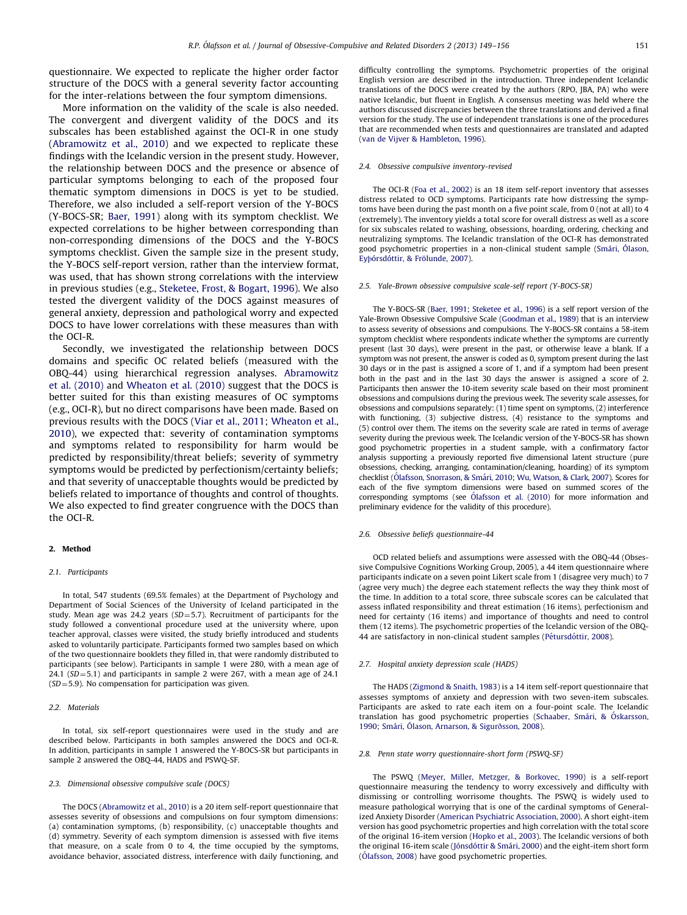questionnaire. We expected to replicate the higher order factor structure of the DOCS with a general severity factor accounting for the inter-relations between the four symptom dimensions.

More information on the validity of the scale is also needed. The convergent and divergent validity of the DOCS and its subscales has been established against the OCI-R in one study (Abramowitz et al., 2010) and we expected to replicate these findings with the Icelandic version in the present study. However, the relationship between DOCS and the presence or absence of particular symptoms belonging to each of the proposed four thematic symptom dimensions in DOCS is yet to be studied. Therefore, we also included a self-report version of the Y-BOCS (Y-BOCS-SR; Baer, 1991) along with its symptom checklist. We expected correlations to be higher between corresponding than non-corresponding dimensions of the DOCS and the Y-BOCS symptoms checklist. Given the sample size in the present study, the Y-BOCS self-report version, rather than the interview format, was used, that has shown strong correlations with the interview in previous studies (e.g., Steketee, Frost, & Bogart, 1996). We also tested the divergent validity of the DOCS against measures of general anxiety, depression and pathological worry and expected DOCS to have lower correlations with these measures than with the OCI-R.

Secondly, we investigated the relationship between DOCS domains and specific OC related beliefs (measured with the OBQ-44) using hierarchical regression analyses. Abramowitz et al. (2010) and Wheaton et al. (2010) suggest that the DOCS is better suited for this than existing measures of OC symptoms (e.g., OCI-R), but no direct comparisons have been made. Based on previous results with the DOCS (Viar et al., 2011; Wheaton et al., 2010), we expected that: severity of contamination symptoms and symptoms related to responsibility for harm would be predicted by responsibility/threat beliefs; severity of symmetry symptoms would be predicted by perfectionism/certainty beliefs; and that severity of unacceptable thoughts would be predicted by beliefs related to importance of thoughts and control of thoughts. We also expected to find greater congruence with the DOCS than the OCI-R.

## 2. Method

### 2.1. Participants

In total, 547 students (69.5% females) at the Department of Psychology and Department of Social Sciences of the University of Iceland participated in the study. Mean age was 24.2 years ($SD=5.7$). Recruitment of participants for the study followed a conventional procedure used at the university where, upon teacher approval, classes were visited, the study briefly introduced and students asked to voluntarily participate. Participants formed two samples based on which of the two questionnaire booklets they filled in, that were randomly distributed to participants (see below). Participants in sample 1 were 280, with a mean age of 24.1 ($SD=5.1$) and participants in sample 2 were 267, with a mean age of 24.1 ($SD=5.9$). No compensation for participation was given.

### 2.2. Materials

In total, six self-report questionnaires were used in the study and are described below. Participants in both samples answered the DOCS and OCI-R. In addition, participants in sample 1 answered the Y-BOCS-SR but participants in sample 2 answered the OBQ-44, HADS and PSWQ-SF.

### 2.3. Dimensional obsessive compulsive scale (DOCS)

The DOCS (Abramowitz et al., 2010) is a 20 item self-report questionnaire that assesses severity of obsessions and compulsions on four symptom dimensions: (a) contamination symptoms, (b) responsibility, (c) unacceptable thoughts and (d) symmetry. Severity of each symptom dimension is assessed with five items that measure, on a scale from 0 to 4, the time occupied by the symptoms, avoidance behavior, associated distress, interference with daily functioning, and difficulty controlling the symptoms. Psychometric properties of the original English version are described in the introduction. Three independent Icelandic translations of the DOCS were created by the authors (RPO, JBA, PA) who were native Icelandic, but fluent in English. A consensus meeting was held where the authors discussed discrepancies between the three translations and derived a final version for the study. The use of independent translations is one of the procedures that are recommended when tests and questionnaires are translated and adapted (van de Vijver & Hambleton, 1996).

### 2.4. Obsessive compulsive inventory-revised

The OCI-R (Foa et al., 2002) is an 18 item self-report inventory that assesses distress related to OCD symptoms. Participants rate how distressing the symptoms have been during the past month on a five point scale, from 0 (not at all) to 4 (extremely). The inventory yields a total score for overall distress as well as a score for six subscales related to washing, obsessions, hoarding, ordering, checking and neutralizing symptoms. The Icelandic translation of the OCI-R has demonstrated good psychometric properties in a non-clinical student sample (Smári, Ólason, Eyþórsdóttir, & Frölunde, 2007).

### 2.5. Yale-Brown obsessive compulsive scale-self report (Y-BOCS-SR)

The Y-BOCS-SR (Baer, 1991; Steketee et al., 1996) is a self report version of the Yale-Brown Obsessive Compulsive Scale (Goodman et al., 1989) that is an interview to assess severity of obsessions and compulsions. The Y-BOCS-SR contains a 58-item symptom checklist where respondents indicate whether the symptoms are currently present (last 30 days), were present in the past, or otherwise leave a blank. If a symptom was not present, the answer is coded as 0, symptom present during the last 30 days or in the past is assigned a score of 1, and if a symptom had been present both in the past and in the last 30 days the answer is assigned a score of 2. Participants then answer the 10-item severity scale based on their most prominent obsessions and compulsions during the previous week. The severity scale assesses, for obsessions and compulsions separately: (1) time spent on symptoms, (2) interference with functioning, (3) subjective distress, (4) resistance to the symptoms and (5) control over them. The items on the severity scale are rated in terms of average severity during the previous week. The Icelandic version of the Y-BOCS-SR has shown good psychometric properties in a student sample, with a confirmatory factor analysis supporting a previously reported five dimensional latent structure (pure obsessions, checking, arranging, contamination/cleaning, hoarding) of its symptom checklist (Ólafsson, Snorrason, & Smári, 2010; Wu, Watson, & Clark, 2007). Scores for each of the five symptom dimensions were based on summed scores of the corresponding symptoms (see Ólafsson et al. (2010) for more information and preliminary evidence for the validity of this procedure).

### 2.6. Obsessive beliefs questionnaire-44

OCD related beliefs and assumptions were assessed with the OBQ-44 (Obsessive Compulsive Cognitions Working Group, 2005), a 44 item questionnaire where participants indicate on a seven point Likert scale from 1 (disagree very much) to 7 (agree very much) the degree each statement reflects the way they think most of the time. In addition to a total score, three subscale scores can be calculated that assess inflated responsibility and threat estimation (16 items), perfectionism and need for certainty (16 items) and importance of thoughts and need to control them (12 items). The psychometric properties of the Icelandic version of the OBQ-44 are satisfactory in non-clinical student samples (Pétursdóttir, 2008).

### 2.7. Hospital anxiety depression scale (HADS)

The HADS (Zigmond & Snaith, 1983) is a 14 item self-report questionnaire that assesses symptoms of anxiety and depression with two seven-item subscales. Participants are asked to rate each item on a four-point scale. The Icelandic translation has good psychometric properties (Schaaber, Smári, & Óskarsson, 1990; Smári, Ólason, Arnarson, & Sigurðsson, 2008).

### 2.8. Penn state worry questionnaire-short form (PSWQ-SF)

The PSWQ (Meyer, Miller, Metzger, & Borkovec, 1990) is a self-report questionnaire measuring the tendency to worry excessively and difficulty with dismissing or controlling worrisome thoughts. The PSWQ is widely used to measure pathological worrying that is one of the cardinal symptoms of Generalized Anxiety Disorder (American Psychiatric Association, 2000). A short eight-item version has good psychometric properties and high correlation with the total score of the original 16-item version (Hopko et al., 2003). The Icelandic versions of both the original 16-item scale (Jónsdóttir & Smári, 2000) and the eight-item short form (Ólafsson, 2008) have good psychometric properties.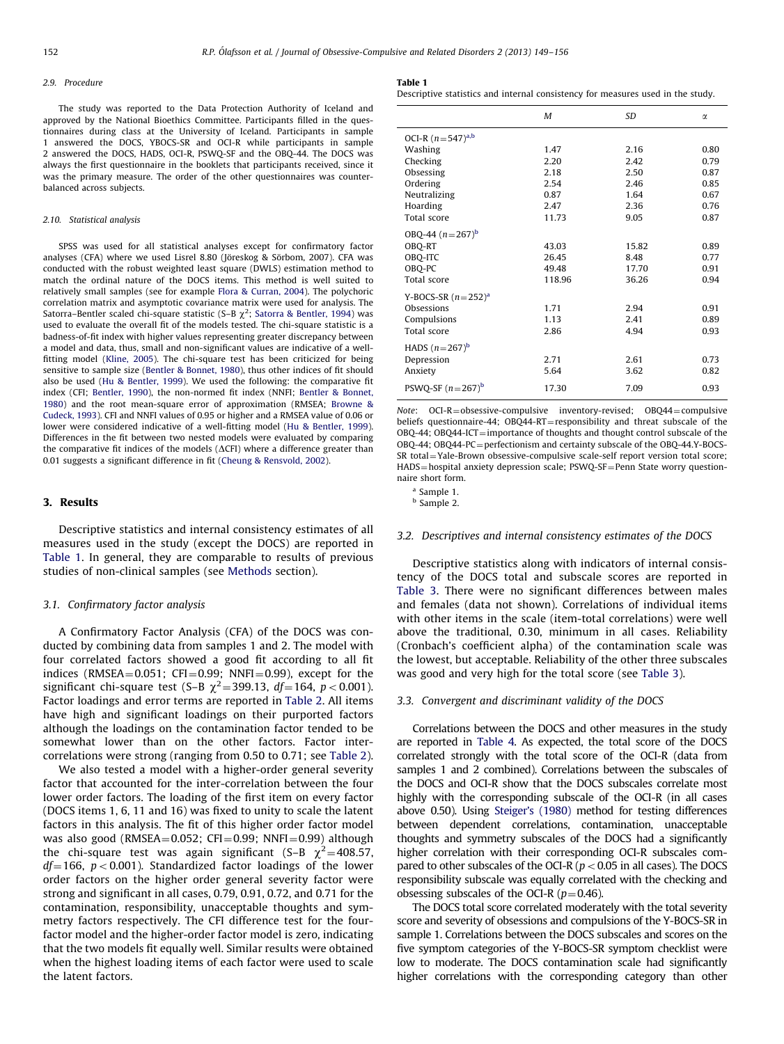### 2.9. Procedure

The study was reported to the Data Protection Authority of Iceland and approved by the National Bioethics Committee. Participants filled in the questionnaires during class at the University of Iceland. Participants in sample 1 answered the DOCS, YBOCS-SR and OCI-R while participants in sample 2 answered the DOCS, HADS, OCI-R, PSWQ-SF and the OBQ-44. The DOCS was always the first questionnaire in the booklets that participants received, since it was the primary measure. The order of the other questionnaires was counter-balanced across subjects.

### 2.10. Statistical analysis

SPSS was used for all statistical analyses except for confirmatory factor analyses (CFA) where we used Lisrel 8.80 (Jöreskog & Sörbom, 2007). CFA was conducted with the robust weighted least square (DWLS) estimation method to match the ordinal nature of the DOCS items. This method is well suited to relatively small samples (see for example Flora & Curran, 2004). The polychoric correlation matrix and asymptotic covariance matrix were used for analysis. The Satorra–Bentler scaled chi-square statistic (S–B $\chi^2$; Satorra & Bentler, 1994) was used to evaluate the overall fit of the models tested. The chi-square statistic is a badness-of-fit index with higher values representing greater discrepancy between a model and data, thus, small and non-significant values are indicative of a well-fitting model (Kline, 2005). The chi-square test has been criticized for being sensitive to sample size (Bentler & Bonnet, 1980), thus other indices of fit should also be used (Hu & Bentler, 1999). We used the following: the comparative fit index (CFI; Bentler, 1990), the non-normed fit index (NNFI; Bentler & Bonnet, 1980) and the root mean-square error of approximation (RMSEA; Browne & Cudeck, 1993). CFI and NNFI values of 0.95 or higher and a RMSEA value of 0.06 or lower were considered indicative of a well-fitting model (Hu & Bentler, 1999). Differences in the fit between two nested models were evaluated by comparing the comparative fit indices of the models ($\Delta$CFI) where a difference greater than 0.01 suggests a significant difference in fit (Cheung & Rensvold, 2002).

## 3. Results

Descriptive statistics and internal consistency estimates of all measures used in the study (except the DOCS) are reported in Table 1. In general, they are comparable to results of previous studies of non-clinical samples (see Methods section).

### 3.1. Confirmatory factor analysis

A Confirmatory Factor Analysis (CFA) of the DOCS was conducted by combining data from samples 1 and 2. The model with four correlated factors showed a good fit according to all fit indices (RMSEA=0.051; CFI=0.99; NNFI=0.99), except for the significant chi-square test (S–B $\chi^2$=399.13, $df$=164, $p<0.001$). Factor loadings and error terms are reported in Table 2. All items have high and significant loadings on their purported factors although the loadings on the contamination factor tended to be somewhat lower than on the other factors. Factor inter-correlations were strong (ranging from 0.50 to 0.71; see Table 2).

We also tested a model with a higher-order general severity factor that accounted for the inter-correlation between the four lower order factors. The loading of the first item on every factor (DOCS items 1, 6, 11 and 16) was fixed to unity to scale the latent factors in this analysis. The fit of this higher order factor model was also good (RMSEA=0.052; CFI=0.99; NNFI=0.99) although the chi-square test was again significant (S–B $\chi^2$=408.57, $df$=166, $p<0.001$). Standardized factor loadings of the lower order factors on the higher order general severity factor were strong and significant in all cases, 0.79, 0.91, 0.72, and 0.71 for the contamination, responsibility, unacceptable thoughts and symmetry factors respectively. The CFI difference test for the four-factor model and the higher-order factor model is zero, indicating that the two models fit equally well. Similar results were obtained when the highest loading items of each factor were used to scale the latent factors.

**Table 1**
Descriptive statistics and internal consistency for measures used in the study.

| | *M* | *SD* | α |
|---|---|---|---|
| OCI-R ($n$=547)[a,b] | | | |
| Washing | 1.47 | 2.16 | 0.80 |
| Checking | 2.20 | 2.42 | 0.79 |
| Obsessing | 2.18 | 2.50 | 0.87 |
| Ordering | 2.54 | 2.46 | 0.85 |
| Neutralizing | 0.87 | 1.64 | 0.67 |
| Hoarding | 2.47 | 2.36 | 0.76 |
| Total score | 11.73 | 9.05 | 0.87 |
| OBQ-44 ($n$=267)[b] | | | |
| OBQ-RT | 43.03 | 15.82 | 0.89 |
| OBQ-ITC | 26.45 | 8.48 | 0.77 |
| OBQ-PC | 49.48 | 17.70 | 0.91 |
| Total score | 118.96 | 36.26 | 0.94 |
| Y-BOCS-SR ($n$=252)[a] | | | |
| Obsessions | 1.71 | 2.94 | 0.91 |
| Compulsions | 1.13 | 2.41 | 0.89 |
| Total score | 2.86 | 4.94 | 0.93 |
| HADS ($n$=267)[b] | | | |
| Depression | 2.71 | 2.61 | 0.73 |
| Anxiety | 5.64 | 3.62 | 0.82 |
| PSWQ-SF ($n$=267)[b] | 17.30 | 7.09 | 0.93 |

*Note*: OCI-R=obsessive-compulsive inventory-revised; OBQ44=compulsive beliefs questionnaire-44; OBQ44-RT=responsibility and threat subscale of the OBQ-44; OBQ44-ICT=importance of thoughts and thought control subscale of the OBQ-44; OBQ44-PC=perfectionism and certainty subscale of the OBQ-44.Y-BOCS-SR total=Yale-Brown obsessive-compulsive scale-self report version total score; HADS=hospital anxiety depression scale; PSWQ-SF=Penn State worry questionnaire short form.

[a] Sample 1.
[b] Sample 2.

### 3.2. Descriptives and internal consistency estimates of the DOCS

Descriptive statistics along with indicators of internal consistency of the DOCS total and subscale scores are reported in Table 3. There were no significant differences between males and females (data not shown). Correlations of individual items with other items in the scale (item-total correlations) were well above the traditional, 0.30, minimum in all cases. Reliability (Cronbach's coefficient alpha) of the contamination scale was the lowest, but acceptable. Reliability of the other three subscales was good and very high for the total score (see Table 3).

### 3.3. Convergent and discriminant validity of the DOCS

Correlations between the DOCS and other measures in the study are reported in Table 4. As expected, the total score of the DOCS correlated strongly with the total score of the OCI-R (data from samples 1 and 2 combined). Correlations between the subscales of the DOCS and OCI-R show that the DOCS subscales correlate most highly with the corresponding subscale of the OCI-R (in all cases above 0.50). Using Steiger's (1980) method for testing differences between dependent correlations, contamination, unacceptable thoughts and symmetry subscales of the DOCS had a significantly higher correlation with their corresponding OCI-R subscales compared to other subscales of the OCI-R ($p<0.05$ in all cases). The DOCS responsibility subscale was equally correlated with the checking and obsessing subscales of the OCI-R ($p$=0.46).

The DOCS total score correlated moderately with the total severity score and severity of obsessions and compulsions of the Y-BOCS-SR in sample 1. Correlations between the DOCS subscales and scores on the five symptom categories of the Y-BOCS-SR symptom checklist were low to moderate. The DOCS contamination scale had significantly higher correlations with the corresponding category than other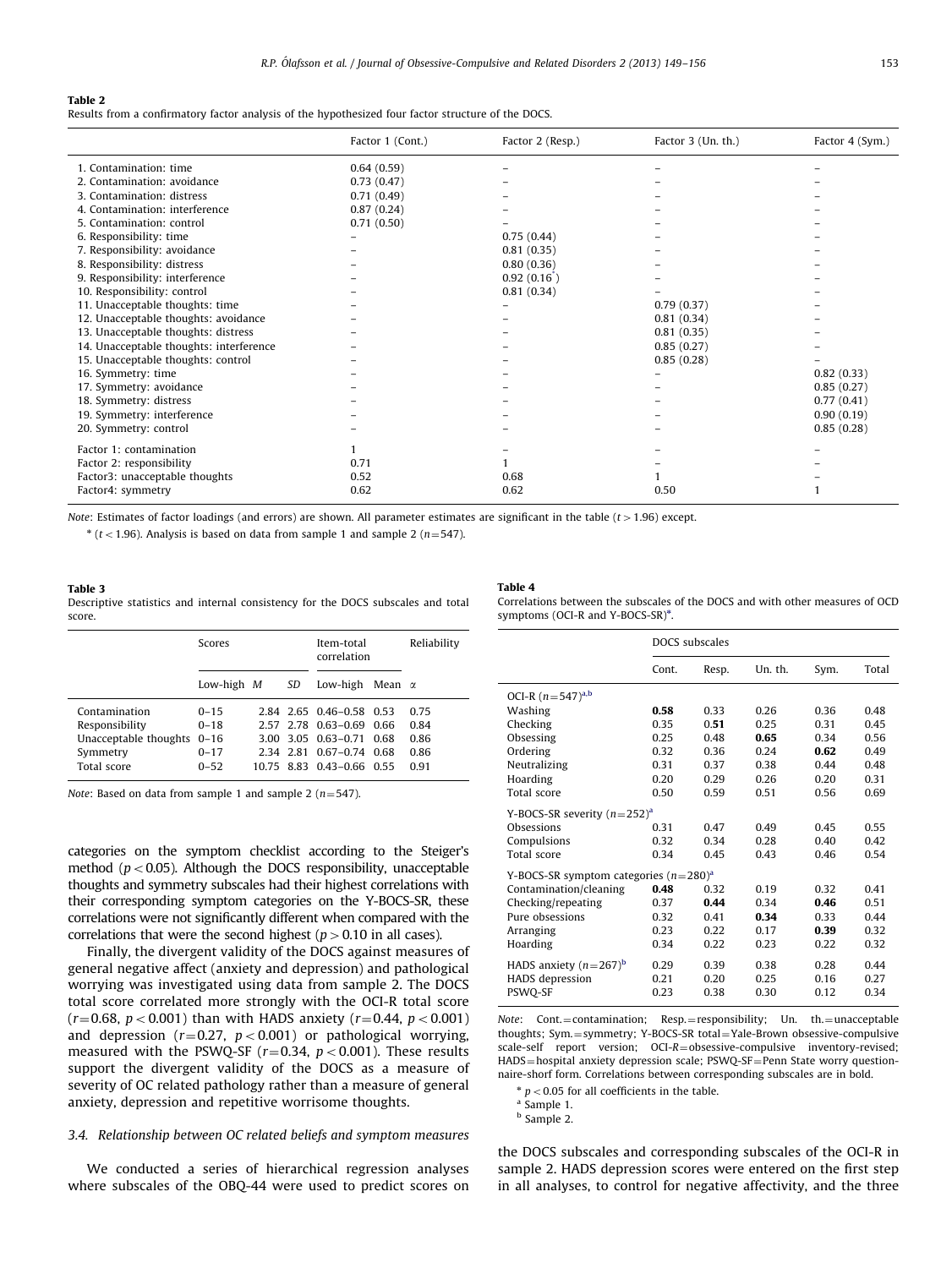**Table 2**
Results from a confirmatory factor analysis of the hypothesized four factor structure of the DOCS.

| | Factor 1 (Cont.) | Factor 2 (Resp.) | Factor 3 (Un. th.) | Factor 4 (Sym.) |
|---|---|---|---|---|
| 1. Contamination: time | 0.64 (0.59) | – | – | – |
| 2. Contamination: avoidance | 0.73 (0.47) | – | – | – |
| 3. Contamination: distress | 0.71 (0.49) | – | – | – |
| 4. Contamination: interference | 0.87 (0.24) | – | – | – |
| 5. Contamination: control | 0.71 (0.50) | – | – | – |
| 6. Responsibility: time | – | 0.75 (0.44) | – | – |
| 7. Responsibility: avoidance | – | 0.81 (0.35) | – | – |
| 8. Responsibility: distress | – | 0.80 (0.36) | – | – |
| 9. Responsibility: interference | – | 0.92 (0.16*) | – | – |
| 10. Responsibility: control | – | 0.81 (0.34) | – | – |
| 11. Unacceptable thoughts: time | – | – | 0.79 (0.37) | – |
| 12. Unacceptable thoughts: avoidance | – | – | 0.81 (0.34) | – |
| 13. Unacceptable thoughts: distress | – | – | 0.81 (0.35) | – |
| 14. Unacceptable thoughts: interference | – | – | 0.85 (0.27) | – |
| 15. Unacceptable thoughts: control | – | – | 0.85 (0.28) | – |
| 16. Symmetry: time | – | – | – | 0.82 (0.33) |
| 17. Symmetry: avoidance | – | – | – | 0.85 (0.27) |
| 18. Symmetry: distress | – | – | – | 0.77 (0.41) |
| 19. Symmetry: interference | – | – | – | 0.90 (0.19) |
| 20. Symmetry: control | – | – | – | 0.85 (0.28) |
| Factor 1: contamination | 1 | – | – | – |
| Factor 2: responsibility | 0.71 | 1 | – | – |
| Factor3: unacceptable thoughts | 0.52 | 0.68 | 1 | – |
| Factor4: symmetry | 0.62 | 0.62 | 0.50 | 1 |

*Note*: Estimates of factor loadings (and errors) are shown. All parameter estimates are significant in the table ($t > 1.96$) except.

* ($t < 1.96$). Analysis is based on data from sample 1 and sample 2 ($n$=547).

**Table 3**
Descriptive statistics and internal consistency for the DOCS subscales and total score.

| | Scores | | | Item-total correlation | | Reliability |
|---|---|---|---|---|---|---|
| | Low-high | M | SD | Low-high | Mean | α |
| Contamination | 0–15 | 2.84 | 2.65 | 0.46–0.58 | 0.53 | 0.75 |
| Responsibility | 0–18 | 2.57 | 2.78 | 0.63–0.69 | 0.66 | 0.84 |
| Unacceptable thoughts | 0–16 | 3.00 | 3.05 | 0.63–0.71 | 0.68 | 0.86 |
| Symmetry | 0–17 | 2.34 | 2.81 | 0.67–0.74 | 0.68 | 0.86 |
| Total score | 0–52 | 10.75 | 8.83 | 0.43–0.66 | 0.55 | 0.91 |

*Note*: Based on data from sample 1 and sample 2 ($n$=547).

categories on the symptom checklist according to the Steiger's method ($p < 0.05$). Although the DOCS responsibility, unacceptable thoughts and symmetry subscales had their highest correlations with their corresponding symptom categories on the Y-BOCS-SR, these correlations were not significantly different when compared with the correlations that were the second highest ($p > 0.10$ in all cases).

Finally, the divergent validity of the DOCS against measures of general negative affect (anxiety and depression) and pathological worrying was investigated using data from sample 2. The DOCS total score correlated more strongly with the OCI-R total score ($r$=0.68, $p < 0.001$) than with HADS anxiety ($r$=0.44, $p < 0.001$) and depression ($r$=0.27, $p < 0.001$) or pathological worrying, measured with the PSWQ-SF ($r$=0.34, $p < 0.001$). These results support the divergent validity of the DOCS as a measure of severity of OC related pathology rather than a measure of general anxiety, depression and repetitive worrisome thoughts.

### 3.4. Relationship between OC related beliefs and symptom measures

We conducted a series of hierarchical regression analyses where subscales of the OBQ-44 were used to predict scores on the DOCS subscales and corresponding subscales of the OCI-R in sample 2. HADS depression scores were entered on the first step in all analyses, to control for negative affectivity, and the three

**Table 4**
Correlations between the subscales of the DOCS and with other measures of OCD symptoms (OCI-R and Y-BOCS-SR)*.

| | DOCS subscales | | | | |
|---|---|---|---|---|---|
| | Cont. | Resp. | Un. th. | Sym. | Total |
| OCI-R ($n$=547)[a,b] | | | | | |
| Washing | **0.58** | 0.33 | 0.26 | 0.36 | 0.48 |
| Checking | 0.35 | **0.51** | 0.25 | 0.31 | 0.45 |
| Obsessing | 0.25 | 0.48 | **0.65** | 0.34 | 0.56 |
| Ordering | 0.32 | 0.36 | 0.24 | **0.62** | 0.49 |
| Neutralizing | 0.31 | 0.37 | 0.38 | 0.44 | 0.48 |
| Hoarding | 0.20 | 0.29 | 0.26 | 0.20 | 0.31 |
| Total score | 0.50 | 0.59 | 0.51 | 0.56 | 0.69 |
| Y-BOCS-SR severity ($n$=252)[a] | | | | | |
| Obsessions | 0.31 | 0.47 | 0.49 | 0.45 | 0.55 |
| Compulsions | 0.32 | 0.34 | 0.28 | 0.40 | 0.42 |
| Total score | 0.34 | 0.45 | 0.43 | 0.46 | 0.54 |
| Y-BOCS-SR symptom categories ($n$=280)[a] | | | | | |
| Contamination/cleaning | **0.48** | 0.32 | 0.19 | 0.32 | 0.41 |
| Checking/repeating | 0.37 | **0.44** | 0.34 | 0.46 | 0.51 |
| Pure obsessions | 0.32 | 0.41 | **0.34** | 0.33 | 0.44 |
| Arranging | 0.23 | 0.22 | 0.17 | **0.39** | 0.32 |
| Hoarding | 0.34 | 0.22 | 0.23 | 0.22 | 0.32 |
| HADS anxiety ($n$=267)[b] | 0.29 | 0.39 | 0.38 | 0.28 | 0.44 |
| HADS depression | 0.21 | 0.20 | 0.25 | 0.16 | 0.27 |
| PSWQ-SF | 0.23 | 0.38 | 0.30 | 0.12 | 0.34 |

*Note*: Cont.=contamination; Resp.=responsibility; Un. th.=unacceptable thoughts; Sym.=symmetry; Y-BOCS-SR total=Yale-Brown obsessive-compulsive scale-self report version; OCI-R=obsessive-compulsive inventory-revised; HADS=hospital anxiety depression scale; PSWQ-SF=Penn State worry questionnaire-short form. Correlations between corresponding subscales are in bold.

* $p < 0.05$ for all coefficients in the table.

[a] Sample 1.

[b] Sample 2.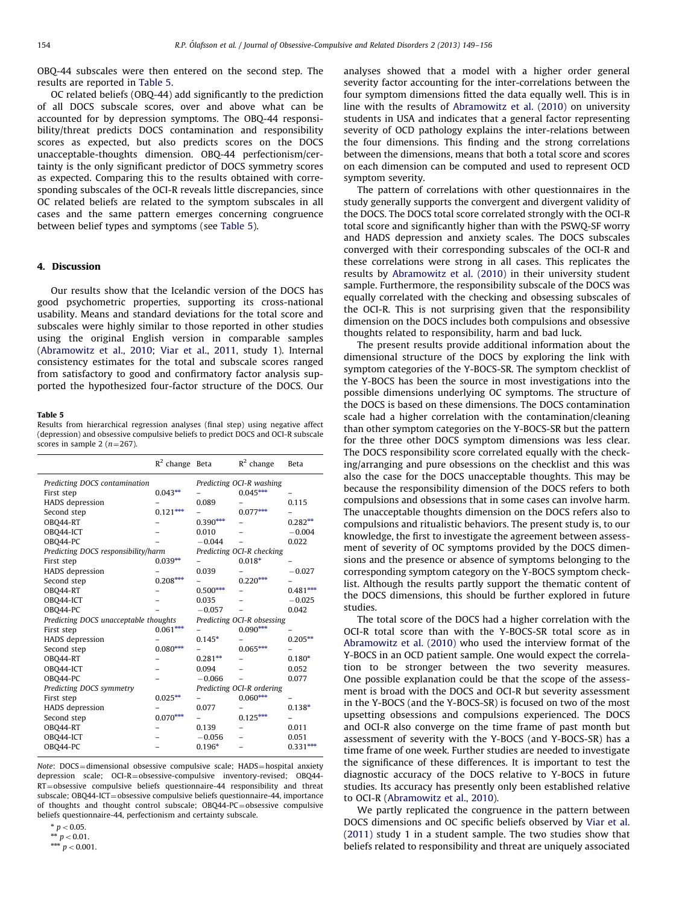OBQ-44 subscales were then entered on the second step. The results are reported in Table 5.

OC related beliefs (OBQ-44) add significantly to the prediction of all DOCS subscale scores, over and above what can be accounted for by depression symptoms. The OBQ-44 responsibility/threat predicts DOCS contamination and responsibility scores as expected, but also predicts scores on the DOCS unacceptable-thoughts dimension. OBQ-44 perfectionism/certainty is the only significant predictor of DOCS symmetry scores as expected. Comparing this to the results obtained with corresponding subscales of the OCI-R reveals little discrepancies, since OC related beliefs are related to the symptom subscales in all cases and the same pattern emerges concerning congruence between belief types and symptoms (see Table 5).

## 4. Discussion

Our results show that the Icelandic version of the DOCS has good psychometric properties, supporting its cross-national usability. Means and standard deviations for the total score and subscales were highly similar to those reported in other studies using the original English version in comparable samples (Abramowitz et al., 2010; Viar et al., 2011, study 1). Internal consistency estimates for the total and subscale scores ranged from satisfactory to good and confirmatory factor analysis supported the hypothesized four-factor structure of the DOCS. Our analyses showed that a model with a higher order general severity factor accounting for the inter-correlations between the four symptom dimensions fitted the data equally well. This is in line with the results of Abramowitz et al. (2010) on university students in USA and indicates that a general factor representing severity of OCD pathology explains the inter-relations between the four dimensions. This finding and the strong correlations between the dimensions, means that both a total score and scores on each dimension can be computed and used to represent OCD symptom severity.

**Table 5**
Results from hierarchical regression analyses (final step) using negative affect (depression) and obsessive compulsive beliefs to predict DOCS and OCI-R subscale scores in sample 2 ($n$=267).

| | $R^2$ change | Beta | | $R^2$ change | Beta |
|---|---|---|---|---|---|
| *Predicting DOCS contamination* | | | *Predicting OCI-R washing* | | |
| First step | 0.043** | – | | 0.045*** | – |
| HADS depression | – | 0.089 | | – | 0.115 |
| Second step | 0.121*** | – | | 0.077*** | – |
| OBQ44-RT | – | 0.390*** | | – | 0.282** |
| OBQ44-ICT | – | 0.010 | | – | −0.004 |
| OBQ44-PC | – | −0.044 | | – | 0.022 |
| *Predicting DOCS responsibility/harm* | | | *Predicting OCI-R checking* | | |
| First step | 0.039** | – | | 0.018* | – |
| HADS depression | – | 0.039 | | – | −0.027 |
| Second step | 0.208*** | – | | 0.220*** | – |
| OBQ44-RT | – | 0.500*** | | – | 0.481*** |
| OBQ44-ICT | – | 0.035 | | – | −0.025 |
| OBQ44-PC | – | −0.057 | | – | 0.042 |
| *Predicting DOCS unacceptable thoughts* | | | *Predicting OCI-R obsessing* | | |
| First step | 0.061*** | – | | 0.090*** | – |
| HADS depression | – | 0.145* | | – | 0.205** |
| Second step | 0.080*** | – | | 0.065*** | – |
| OBQ44-RT | – | 0.281** | | – | 0.180* |
| OBQ44-ICT | – | 0.094 | | – | 0.052 |
| OBQ44-PC | – | −0.066 | | – | 0.077 |
| *Predicting DOCS symmetry* | | | *Predicting OCI-R ordering* | | |
| First step | 0.025** | – | | 0.060*** | – |
| HADS depression | – | 0.077 | | – | 0.138* |
| Second step | 0.070*** | – | | 0.125*** | – |
| OBQ44-RT | – | 0.139 | | – | 0.011 |
| OBQ44-ICT | – | −0.056 | | – | 0.051 |
| OBQ44-PC | – | 0.196* | | – | 0.331*** |

*Note*: DOCS=dimensional obsessive compulsive scale; HADS=hospital anxiety depression scale; OCI-R=obsessive-compulsive inventory-revised; OBQ44-RT=obsessive compulsive beliefs questionnaire-44 responsibility and threat subscale; OBQ44-ICT=obsessive compulsive beliefs questionnaire-44, importance of thoughts and thought control subscale; OBQ44-PC=obsessive compulsive beliefs questionnaire-44, perfectionism and certainty subscale.

* $p < 0.05$.
** $p < 0.01$.
*** $p < 0.001$.

The pattern of correlations with other questionnaires in the study generally supports the convergent and divergent validity of the DOCS. The DOCS total score correlated strongly with the OCI-R total score and significantly higher than with the PSWQ-SF worry and HADS depression and anxiety scales. The DOCS subscales converged with their corresponding subscales of the OCI-R and these correlations were strong in all cases. This replicates the results by Abramowitz et al. (2010) in their university student sample. Furthermore, the responsibility subscale of the DOCS was equally correlated with the checking and obsessing subscales of the OCI-R. This is not surprising given that the responsibility dimension on the DOCS includes both compulsions and obsessive thoughts related to responsibility, harm and bad luck.

The present results provide additional information about the dimensional structure of the DOCS by exploring the link with symptom categories of the Y-BOCS-SR. The symptom checklist of the Y-BOCS has been the source in most investigations into the possible dimensions underlying OC symptoms. The structure of the DOCS is based on these dimensions. The DOCS contamination scale had a higher correlation with the contamination/cleaning than other symptom categories on the Y-BOCS-SR but the pattern for the three other DOCS symptom dimensions was less clear. The DOCS responsibility score correlated equally with the checking/arranging and pure obsessions on the checklist and this was also the case for the DOCS unacceptable thoughts. This may be because the responsibility dimension of the DOCS refers to both compulsions and obsessions that in some cases can involve harm. The unacceptable thoughts dimension on the DOCS refers also to compulsions and ritualistic behaviors. The present study is, to our knowledge, the first to investigate the agreement between assessment of severity of OC symptoms provided by the DOCS dimensions and the presence or absence of symptoms belonging to the corresponding symptom category on the Y-BOCS symptom checklist. Although the results partly support the thematic content of the DOCS dimensions, this should be further explored in future studies.

The total score of the DOCS had a higher correlation with the OCI-R total score than with the Y-BOCS-SR total score as in Abramowitz et al. (2010) who used the interview format of the Y-BOCS in an OCD patient sample. One would expect the correlation to be stronger between the two severity measures. One possible explanation could be that the scope of the assessment is broad with the DOCS and OCI-R but severity assessment in the Y-BOCS (and the Y-BOCS-SR) is focused on two of the most upsetting obsessions and compulsions experienced. The DOCS and OCI-R also converge on the time frame of past month but assessment of severity with the Y-BOCS (and Y-BOCS-SR) has a time frame of one week. Further studies are needed to investigate the significance of these differences. It is important to test the diagnostic accuracy of the DOCS relative to Y-BOCS in future studies. Its accuracy has presently only been established relative to OCI-R (Abramowitz et al., 2010).

We partly replicated the congruence in the pattern between DOCS dimensions and OC specific beliefs observed by Viar et al. (2011) study 1 in a student sample. The two studies show that beliefs related to responsibility and threat are uniquely associated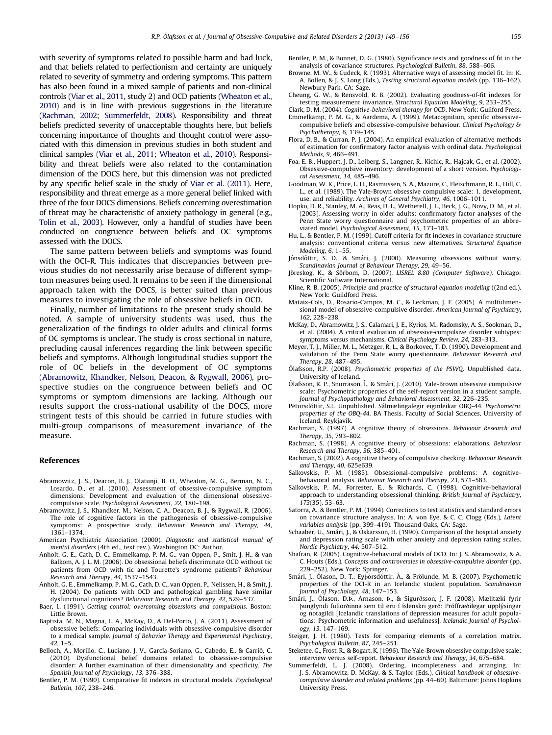with severity of symptoms related to possible harm and bad luck, and that beliefs related to perfectionism and certainty are uniquely related to severity of symmetry and ordering symptoms. This pattern has also been found in a mixed sample of patients and non-clinical controls (Viar et al., 2011, study 2) and OCD patients (Wheaton et al., 2010) and is in line with previous suggestions in the literature (Rachman, 2002; Summerfeldt, 2008). Responsibility and threat beliefs predicted severity of unacceptable thoughts here, but beliefs concerning importance of thoughts and thought control were associated with this dimension in previous studies in both student and clinical samples (Viar et al., 2011; Wheaton et al., 2010). Responsibility and threat beliefs were also related to the contamination dimension of the DOCS here, but this dimension was not predicted by any specific belief scale in the study of Viar et al. (2011). Here, responsibility and threat emerge as a more general belief linked with three of the four DOCS dimensions. Beliefs concerning overestimation of threat may be characteristic of anxiety pathology in general (e.g., Tolin et al., 2003). However, only a handful of studies have been conducted on congruence between beliefs and OC symptoms assessed with the DOCS.

The same pattern between beliefs and symptoms was found with the OCI-R. This indicates that discrepancies between previous studies do not necessarily arise because of different symptom measures being used. It remains to be seen if the dimensional approach taken with the DOCS, is better suited than previous measures to investigating the role of obsessive beliefs in OCD.

Finally, number of limitations to the present study should be noted. A sample of university students was used, thus the generalization of the findings to older adults and clinical forms of OC symptoms is unclear. The study is cross sectional in nature, precluding causal inferences regarding the link between specific beliefs and symptoms. Although longitudinal studies support the role of OC beliefs in the development of OC symptoms (Abramowitz, Khandker, Nelson, Deacon, & Rygwall, 2006), prospective studies on the congruence between beliefs and OC symptoms or symptom dimensions are lacking. Although our results support the cross-national usability of the DOCS, more stringent tests of this should be carried in future studies with multi-group comparisons of measurement invariance of the measure.

## References

Abramowitz, J. S., Deacon, B. J., Olatunji, B. O., Wheaton, M. G., Berman, N. C., Losardo, D., et al. (2010). Assessment of obsessive-compulsive symptom dimensions: Development and evaluation of the dimensional obsessive-compulsive scale. *Psychological Assessment*, *22*, 180–198.

Abramowitz, J. S., Khandker, M., Nelson, C. A., Deacon, B. J., & Rygwall, R. (2006). The role of cognitive factors in the pathogenesis of obsessive-compulsive symptoms: A prospective study. *Behaviour Research and Therapy*, *44*, 1361–1374.

American Psychiatric Association (2000). *Diagnostic and statistical manual of mental disorders* (4th ed., text rev.). Washington DC: Author.

Anholt, G. E., Cath, D. C., Emmelkamp, P. M. G., van Oppen, P., Smit, J. H., & van Balkom, A. J. L. M. (2006). Do obsessional beliefs discriminate OCD without tic patients from OCD with tic and Tourette's syndrome patients? *Behaviour Research and Therapy*, *44*, 1537–1543.

Anholt, G. E., Emmelkamp, P. M. G., Cath, D. C., van Oppen, P., Nelissen, H., & Smit, J. H. (2004). Do patients with OCD and pathological gambling have similar dysfunctional cognitions? *Behaviour Research and Therapy*, *42*, 529–537.

Baer, L. (1991). *Getting control: overcoming obsessions and compulsions*. Boston: Little Brown.

Baptista, M. N., Magna, L. A., McKay, D., & Del-Porto, J. A. (2011). Assessment of obsessive beliefs: Comparing individuals with obsessive-compulsive disorder to a medical sample. *Journal of Behavior Therapy and Experimental Psychiatry*, *42*, 1–5.

Belloch, A., Morillo, C., Luciano, J. V., García-Soriano, G., Cabedo, E., & Carrió, C. (2010). Dysfunctional belief domains related to obsessive-compulsive disorder: A further examination of their dimensionality and specificity. *The Spanish Journal of Psychology*, *13*, 376–388.

Bentler, P. M. (1990). Comparative fit indexes in structural models. *Psychological Bulletin*, *107*, 238–246.

Bentler, P. M., & Bonnet, D. G. (1980). Significance tests and goodness of fit in the analysis of covariance structures. *Psychological Bulletin*, *88*, 588–606.

Browne, M. W., & Cudeck, R. (1993). Alternative ways of assessing model fit. In: K. A. Bollen, & J. S. Long (Eds.), *Testing structural equation models* (pp. 136–162). Newbury Park, CA: Sage.

Cheung, G. W., & Rensvold, R. B. (2002). Evaluating goodness-of-fit indexes for testing measurement invariance. *Structural Equation Modeling*, *9*, 233–255.

Clark, D. M. (2004). *Cognitive-behavioral therapy for OCD*. New York: Guilford Press.

Emmelkamp, P. M. G., & Aardema, A. (1999). Metacognition, specific obsessive-compulsive beliefs and obsessive-compulsive behaviour. *Clinical Psychology & Psychotherapy*, *6*, 139–145.

Flora, D. B., & Curran, P. J. (2004). An empirical evaluation of alternative methods of estimation for confirmatory factor analysis with ordinal data. *Psychological Methods*, *9*, 466–491.

Foa, E. B., Huppert, J. D., Leiberg, S., Langner, R., Kichic, R., Hajcak, G., et al. (2002). Obsessive-compulsive inventory: development of a short version. *Psychological Assessment*, *14*, 485–496.

Goodman, W. K., Price, L. H., Rasmussen, S. A., Mazure, C., Fleischmann, R. L., Hill, C. L., et al. (1989). The Yale-Brown obsessive compulsive scale: 1. development, use, and reliability. *Archives of General Psychiatry*, *46*, 1006–1011.

Hopko, D. R., Stanley, M. A., Reas, D. L., Wetherell, J. L., Beck, J. G., Novy, D. M., et al. (2003). Assessing worry in older adults: confirmatory factor analyses of the Penn State worry questionnaire and psychometric properties of an abbreviated model. *Psychological Assessment*, *15*, 173–183.

Hu, L., & Bentler, P. M. (1999). Cutoff criteria for fit indexes in covariance structure analysis: conventional criteria versus new alternatives. *Structural Equation Modeling*, *6*, 1–55.

Jónsdóttir, S. D., & Smári, J. (2000). Measuring obsessions without worry. *Scandinavian Journal of Behaviour Therapy*, *29*, 49–56.

Jöreskog, K., & Sörbom, D. (2007). *LISREL 8.80 (Computer Software)*. Chicago: Scientific Software International.

Kline, R. B. (2005). *Principle and practice of structural equation modeling* ((2nd ed.). New York: Guildford Press.

Mataix-Cols, D., Rosario-Campos, M. C., & Leckman, J. F. (2005). A multidimensional model of obsessive-compulsive disorder. *American Journal of Psychiatry*, *162*, 228–238.

McKay, D., Abramowitz, J. S., Calamari, J. E., Kyrios, M., Radomsky, A. S., Sookman, D., et al. (2004). A critical evaluation of obsessive-compulsive disorder subtypes: symptoms versus mechanisms. *Clinical Psychology Review*, *24*, 283–313.

Meyer, T. J., Miller, M. L., Metzger, R. L., & Borkovec, T. D. (1990). Development and validation of the Penn State worry questionnaire. *Behaviour Research and Therapy*, *28*, 487–495.

Ólafsson, R.P. (2008). *Psychometric properties of the PSWQ*. Unpublished data. University of Iceland.

Ólafsson, R. P., Snorrason, Í., & Smári, J. (2010). Yale-Brown obsessive compulsive scale: Psychometric properties of the self-report version in a student sample. *Journal of Psychopathology and Behavioral Assessment*, *32*, 226–235.

Pétursdóttir, S.L. Unpublished. Sálmælingalegir eiginleikar OBQ-44. *Psychometric properties of the OBQ-44*. BA Thesis. Faculty of Social Sciences, University of Iceland, Reykjavík.

Rachman, S. (1997). A cognitive theory of obsessions. *Behaviour Research and Therapy*, *35*, 793–802.

Rachman, S. (1998). A cognitive theory of obsessions: elaborations. *Behaviour Research and Therapy*, *36*, 385–401.

Rachman, S. (2002). A cognitive theory of compulsive checking. *Behaviour Research and Therapy*, *40*, 625e639.

Salkovskis, P. M. (1985). Obsessional-compulsive problems: A cognitive-behavioral analysis. *Behaviour Research and Therapy*, *23*, 571–583.

Salkovskis, P. M., Forrester, E., & Richards, C. (1998). Cognitive-behavioral approach to understanding obsessional thinking. *British Journal of Psychiatry*, *173*(35), 53–63.

Satorra, A., & Bentler, P. M. (1994). Corrections to test statistics and standard errors on covariance structure analysis. In: A. von Eye, & C. C. Clogg (Eds.), *Latent variables analysis* (pp. 399–419). Thousand Oaks, CA: Sage.

Schaaber, U., Smári, J., & Óskarsson, H. (1990). Comparison of the hospital anxiety and depression rating scale with other anxiety and depression rating scales. *Nordic Psychiatry*, *44*, 507–512.

Shafran, R. (2005). Cognitive-behavioral models of OCD. In: J. S. Abramowitz, & A. C. Houts (Eds.), *Concepts and controversies in obsessive-compulsive disorder* (pp. 229–252). New York: Springer.

Smári, J., Ólason, D. T., Eyþórsdóttir, Á., & Frölunde, M. B. (2007). Psychometric properties of the OCI-R in an Icelandic student population. *Scandinavian Journal of Psychology*, *48*, 147–153.

Smári, J., Ólason, D.Þ., Arnason, Þ., & Sigurðsson, J. F. (2008). Mælitæki fyrir þunglyndi fullorðinna sem til eru í íslenskri gerð: Próffræðilegar upplýsingar og notagildi [Icelandic translations of depression measures for adult populations: Psychometric information and usefulness]. *Icelandic Journal of Psychology*, *13*, 147–169.

Steiger, J. H. (1980). Tests for comparing elements of a correlation matrix. *Psychological Bulletin*, *87*, 245–251.

Steketee, G., Frost, R., & Bogart, K. (1996). The Yale-Brown obsessive compulsive scale: interview versus self-report. *Behaviour Research and Therapy*, *34*, 675–684.

Summerfeldt, L. J. (2008). Ordering, incompleteness and arranging. In: J. S. Abramowitz, D. McKay, & S. Taylor (Eds.), *Clinical handbook of obsessive-compulsive disorder and related problems* (pp. 44–60). Baltimore: Johns Hopkins University Press.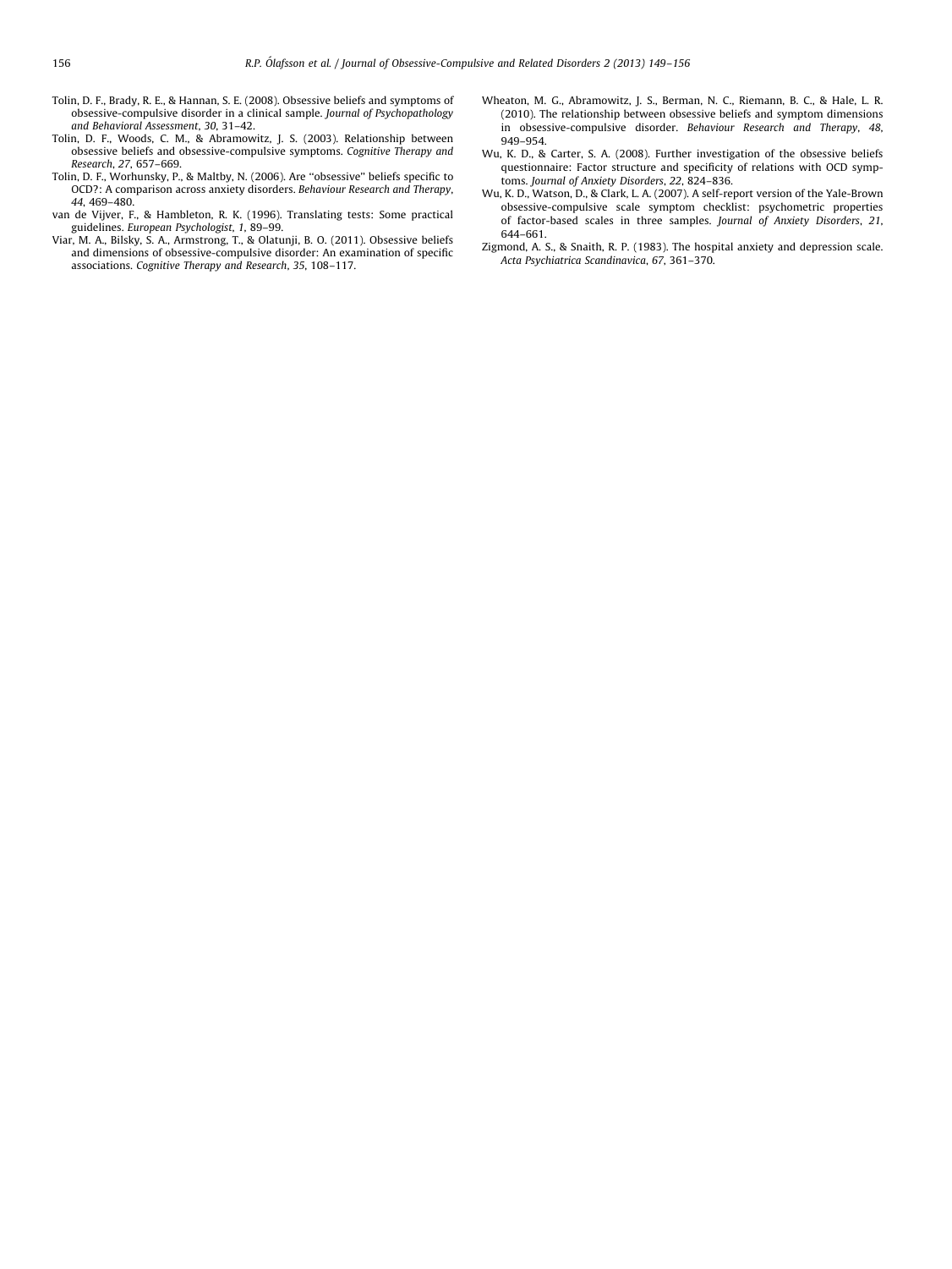Tolin, D. F., Brady, R. E., & Hannan, S. E. (2008). Obsessive beliefs and symptoms of obsessive-compulsive disorder in a clinical sample. *Journal of Psychopathology and Behavioral Assessment*, *30*, 31–42.

Tolin, D. F., Woods, C. M., & Abramowitz, J. S. (2003). Relationship between obsessive beliefs and obsessive-compulsive symptoms. *Cognitive Therapy and Research*, *27*, 657–669.

Tolin, D. F., Worhunsky, P., & Maltby, N. (2006). Are "obsessive" beliefs specific to OCD?: A comparison across anxiety disorders. *Behaviour Research and Therapy*, *44*, 469–480.

van de Vijver, F., & Hambleton, R. K. (1996). Translating tests: Some practical guidelines. *European Psychologist*, *1*, 89–99.

Viar, M. A., Bilsky, S. A., Armstrong, T., & Olatunji, B. O. (2011). Obsessive beliefs and dimensions of obsessive-compulsive disorder: An examination of specific associations. *Cognitive Therapy and Research*, *35*, 108–117.

Wheaton, M. G., Abramowitz, J. S., Berman, N. C., Riemann, B. C., & Hale, L. R. (2010). The relationship between obsessive beliefs and symptom dimensions in obsessive-compulsive disorder. *Behaviour Research and Therapy*, *48*, 949–954.

Wu, K. D., & Carter, S. A. (2008). Further investigation of the obsessive beliefs questionnaire: Factor structure and specificity of relations with OCD symptoms. *Journal of Anxiety Disorders*, *22*, 824–836.

Wu, K. D., Watson, D., & Clark, L. A. (2007). A self-report version of the Yale-Brown obsessive-compulsive scale symptom checklist: psychometric properties of factor-based scales in three samples. *Journal of Anxiety Disorders*, *21*, 644–661.

Zigmond, A. S., & Snaith, R. P. (1983). The hospital anxiety and depression scale. *Acta Psychiatrica Scandinavica*, *67*, 361–370.